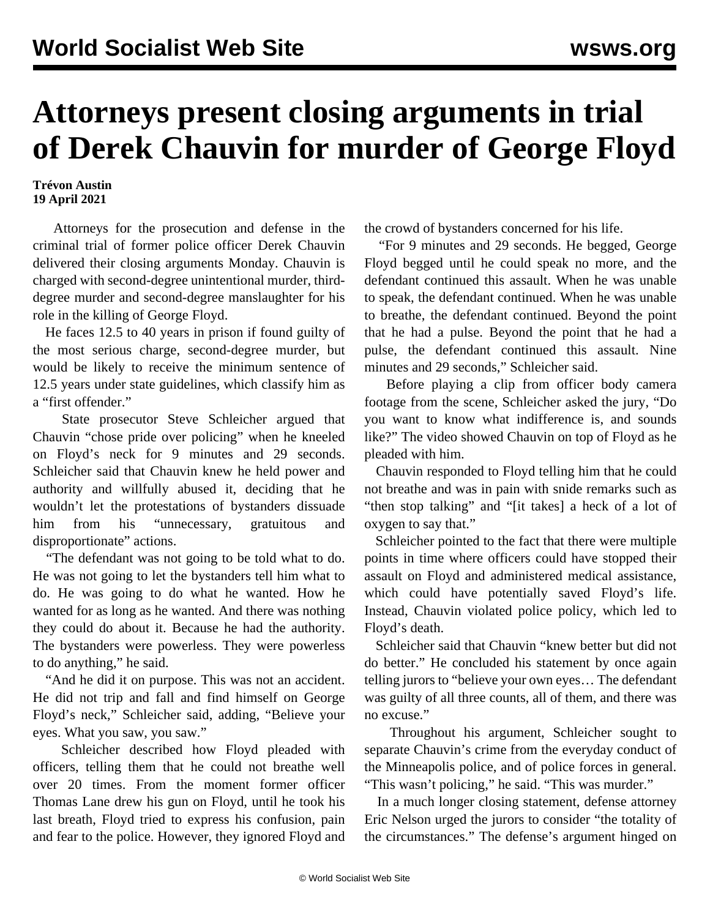# Attorneys present closing arguments in trial of Derek Chauvin for murder of George Floyd

**Trévon Austin**
**19 April 2021**

Attorneys for the prosecution and defense in the criminal trial of former police officer Derek Chauvin delivered their closing arguments Monday. Chauvin is charged with second-degree unintentional murder, third-degree murder and second-degree manslaughter for his role in the killing of George Floyd.

He faces 12.5 to 40 years in prison if found guilty of the most serious charge, second-degree murder, but would be likely to receive the minimum sentence of 12.5 years under state guidelines, which classify him as a "first offender."

State prosecutor Steve Schleicher argued that Chauvin "chose pride over policing" when he kneeled on Floyd's neck for 9 minutes and 29 seconds. Schleicher said that Chauvin knew he held power and authority and willfully abused it, deciding that he wouldn't let the protestations of bystanders dissuade him from his "unnecessary, gratuitous and disproportionate" actions.

"The defendant was not going to be told what to do. He was not going to let the bystanders tell him what to do. He was going to do what he wanted. How he wanted for as long as he wanted. And there was nothing they could do about it. Because he had the authority. The bystanders were powerless. They were powerless to do anything," he said.

"And he did it on purpose. This was not an accident. He did not trip and fall and find himself on George Floyd's neck," Schleicher said, adding, "Believe your eyes. What you saw, you saw."

Schleicher described how Floyd pleaded with officers, telling them that he could not breathe well over 20 times. From the moment former officer Thomas Lane drew his gun on Floyd, until he took his last breath, Floyd tried to express his confusion, pain and fear to the police. However, they ignored Floyd and the crowd of bystanders concerned for his life.

"For 9 minutes and 29 seconds. He begged, George Floyd begged until he could speak no more, and the defendant continued this assault. When he was unable to speak, the defendant continued. When he was unable to breathe, the defendant continued. Beyond the point that he had a pulse. Beyond the point that he had a pulse, the defendant continued this assault. Nine minutes and 29 seconds," Schleicher said.

Before playing a clip from officer body camera footage from the scene, Schleicher asked the jury, "Do you want to know what indifference is, and sounds like?" The video showed Chauvin on top of Floyd as he pleaded with him.

Chauvin responded to Floyd telling him that he could not breathe and was in pain with snide remarks such as "then stop talking" and "[it takes] a heck of a lot of oxygen to say that."

Schleicher pointed to the fact that there were multiple points in time where officers could have stopped their assault on Floyd and administered medical assistance, which could have potentially saved Floyd's life. Instead, Chauvin violated police policy, which led to Floyd's death.

Schleicher said that Chauvin "knew better but did not do better." He concluded his statement by once again telling jurors to "believe your own eyes… The defendant was guilty of all three counts, all of them, and there was no excuse."

Throughout his argument, Schleicher sought to separate Chauvin's crime from the everyday conduct of the Minneapolis police, and of police forces in general. "This wasn't policing," he said. "This was murder."

In a much longer closing statement, defense attorney Eric Nelson urged the jurors to consider "the totality of the circumstances." The defense's argument hinged on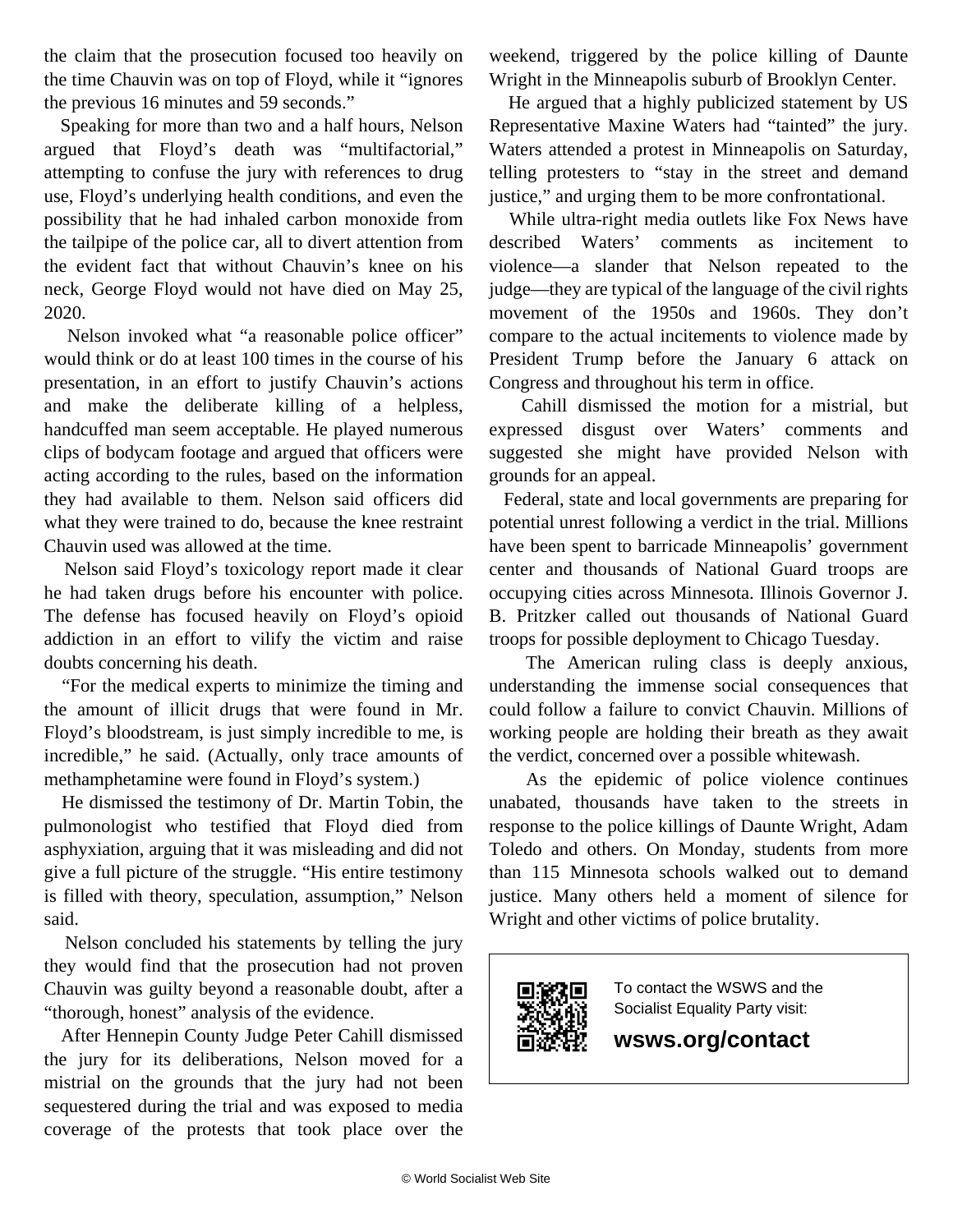the claim that the prosecution focused too heavily on the time Chauvin was on top of Floyd, while it "ignores the previous 16 minutes and 59 seconds."

Speaking for more than two and a half hours, Nelson argued that Floyd's death was "multifactorial," attempting to confuse the jury with references to drug use, Floyd's underlying health conditions, and even the possibility that he had inhaled carbon monoxide from the tailpipe of the police car, all to divert attention from the evident fact that without Chauvin's knee on his neck, George Floyd would not have died on May 25, 2020.

Nelson invoked what "a reasonable police officer" would think or do at least 100 times in the course of his presentation, in an effort to justify Chauvin's actions and make the deliberate killing of a helpless, handcuffed man seem acceptable. He played numerous clips of bodycam footage and argued that officers were acting according to the rules, based on the information they had available to them. Nelson said officers did what they were trained to do, because the knee restraint Chauvin used was allowed at the time.

Nelson said Floyd's toxicology report made it clear he had taken drugs before his encounter with police. The defense has focused heavily on Floyd's opioid addiction in an effort to vilify the victim and raise doubts concerning his death.

"For the medical experts to minimize the timing and the amount of illicit drugs that were found in Mr. Floyd's bloodstream, is just simply incredible to me, is incredible," he said. (Actually, only trace amounts of methamphetamine were found in Floyd's system.)

He dismissed the testimony of Dr. Martin Tobin, the pulmonologist who testified that Floyd died from asphyxiation, arguing that it was misleading and did not give a full picture of the struggle. "His entire testimony is filled with theory, speculation, assumption," Nelson said.

Nelson concluded his statements by telling the jury they would find that the prosecution had not proven Chauvin was guilty beyond a reasonable doubt, after a "thorough, honest" analysis of the evidence.

After Hennepin County Judge Peter Cahill dismissed the jury for its deliberations, Nelson moved for a mistrial on the grounds that the jury had not been sequestered during the trial and was exposed to media coverage of the protests that took place over the weekend, triggered by the police killing of Daunte Wright in the Minneapolis suburb of Brooklyn Center.

He argued that a highly publicized statement by US Representative Maxine Waters had "tainted" the jury. Waters attended a protest in Minneapolis on Saturday, telling protesters to "stay in the street and demand justice," and urging them to be more confrontational.

While ultra-right media outlets like Fox News have described Waters' comments as incitement to violence—a slander that Nelson repeated to the judge—they are typical of the language of the civil rights movement of the 1950s and 1960s. They don't compare to the actual incitements to violence made by President Trump before the January 6 attack on Congress and throughout his term in office.

Cahill dismissed the motion for a mistrial, but expressed disgust over Waters' comments and suggested she might have provided Nelson with grounds for an appeal.

Federal, state and local governments are preparing for potential unrest following a verdict in the trial. Millions have been spent to barricade Minneapolis' government center and thousands of National Guard troops are occupying cities across Minnesota. Illinois Governor J. B. Pritzker called out thousands of National Guard troops for possible deployment to Chicago Tuesday.

The American ruling class is deeply anxious, understanding the immense social consequences that could follow a failure to convict Chauvin. Millions of working people are holding their breath as they await the verdict, concerned over a possible whitewash.

As the epidemic of police violence continues unabated, thousands have taken to the streets in response to the police killings of Daunte Wright, Adam Toledo and others. On Monday, students from more than 115 Minnesota schools walked out to demand justice. Many others held a moment of silence for Wright and other victims of police brutality.

To contact the WSWS and the Socialist Equality Party visit:

**wsws.org/contact**